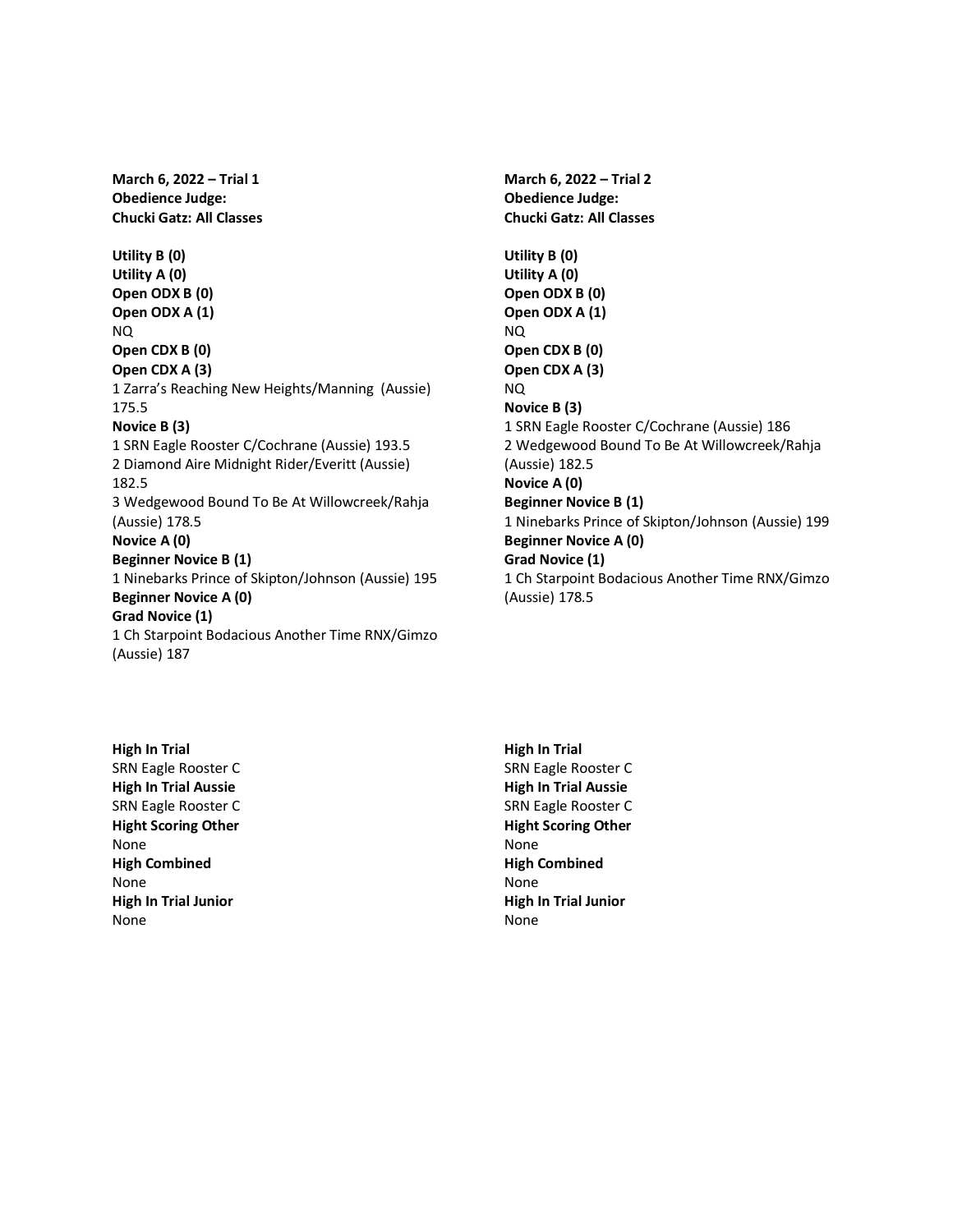**March 6, 2022 – Trial 1**
**Obedience Judge:**
**Chucki Gatz: All Classes**

**Utility B (0)**
**Utility A (0)**
**Open ODX B (0)**
**Open ODX A (1)**
NQ
**Open CDX B (0)**
**Open CDX A (3)**
1 Zarra's Reaching New Heights/Manning (Aussie) 175.5
**Novice B (3)**
1 SRN Eagle Rooster C/Cochrane (Aussie) 193.5
2 Diamond Aire Midnight Rider/Everitt (Aussie) 182.5
3 Wedgewood Bound To Be At Willowcreek/Rahja (Aussie) 178.5
**Novice A (0)**
**Beginner Novice B (1)**
1 Ninebarks Prince of Skipton/Johnson (Aussie) 195
**Beginner Novice A (0)**
**Grad Novice (1)**
1 Ch Starpoint Bodacious Another Time RNX/Gimzo (Aussie) 187

**High In Trial**
SRN Eagle Rooster C
**High In Trial Aussie**
SRN Eagle Rooster C
**Hight Scoring Other**
None
**High Combined**
None
**High In Trial Junior**
None

**March 6, 2022 – Trial 2**
**Obedience Judge:**
**Chucki Gatz: All Classes**

**Utility B (0)**
**Utility A (0)**
**Open ODX B (0)**
**Open ODX A (1)**
NQ
**Open CDX B (0)**
**Open CDX A (3)**
NQ
**Novice B (3)**
1 SRN Eagle Rooster C/Cochrane (Aussie) 186
2 Wedgewood Bound To Be At Willowcreek/Rahja (Aussie) 182.5
**Novice A (0)**
**Beginner Novice B (1)**
1 Ninebarks Prince of Skipton/Johnson (Aussie) 199
**Beginner Novice A (0)**
**Grad Novice (1)**
1 Ch Starpoint Bodacious Another Time RNX/Gimzo (Aussie) 178.5

**High In Trial**
SRN Eagle Rooster C
**High In Trial Aussie**
SRN Eagle Rooster C
**Hight Scoring Other**
None
**High Combined**
None
**High In Trial Junior**
None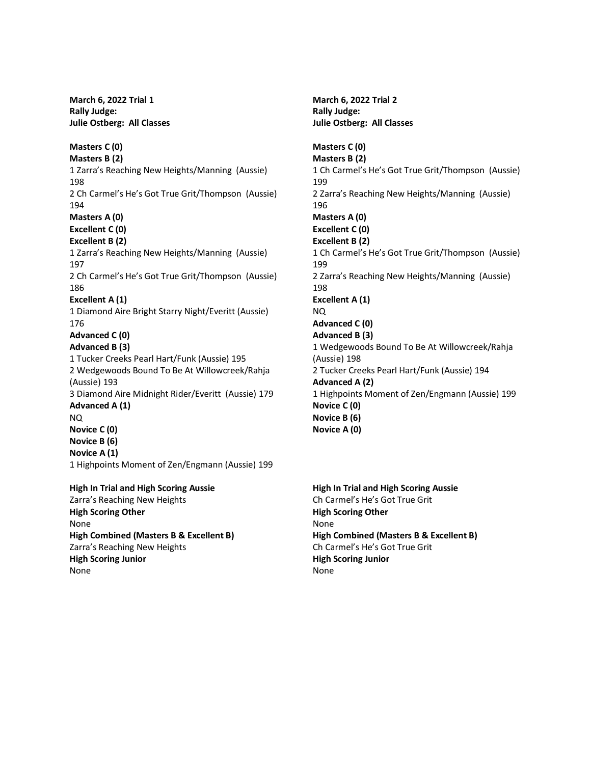**March 6, 2022 Trial 1**
**Rally Judge:**
**Julie Ostberg: All Classes**

**Masters C (0)**
**Masters B (2)**
1 Zarra's Reaching New Heights/Manning (Aussie) 198
2 Ch Carmel's He's Got True Grit/Thompson (Aussie) 194
**Masters A (0)**
**Excellent C (0)**
**Excellent B (2)**
1 Zarra's Reaching New Heights/Manning (Aussie) 197
2 Ch Carmel's He's Got True Grit/Thompson (Aussie) 186
**Excellent A (1)**
1 Diamond Aire Bright Starry Night/Everitt (Aussie) 176
**Advanced C (0)**
**Advanced B (3)**
1 Tucker Creeks Pearl Hart/Funk (Aussie) 195
2 Wedgewoods Bound To Be At Willowcreek/Rahja (Aussie) 193
3 Diamond Aire Midnight Rider/Everitt (Aussie) 179
**Advanced A (1)**
NQ
**Novice C (0)**
**Novice B (6)**
**Novice A (1)**
1 Highpoints Moment of Zen/Engmann (Aussie) 199

**High In Trial and High Scoring Aussie**
Zarra's Reaching New Heights
**High Scoring Other**
None
**High Combined (Masters B & Excellent B)**
Zarra's Reaching New Heights
**High Scoring Junior**
None

**March 6, 2022 Trial 2**
**Rally Judge:**
**Julie Ostberg: All Classes**

**Masters C (0)**
**Masters B (2)**
1 Ch Carmel's He's Got True Grit/Thompson (Aussie) 199
2 Zarra's Reaching New Heights/Manning (Aussie) 196
**Masters A (0)**
**Excellent C (0)**
**Excellent B (2)**
1 Ch Carmel's He's Got True Grit/Thompson (Aussie) 199
2 Zarra's Reaching New Heights/Manning (Aussie) 198
**Excellent A (1)**
NQ
**Advanced C (0)**
**Advanced B (3)**
1 Wedgewoods Bound To Be At Willowcreek/Rahja (Aussie) 198
2 Tucker Creeks Pearl Hart/Funk (Aussie) 194
**Advanced A (2)**
1 Highpoints Moment of Zen/Engmann (Aussie) 199
**Novice C (0)**
**Novice B (6)**
**Novice A (0)**

**High In Trial and High Scoring Aussie**
Ch Carmel's He's Got True Grit
**High Scoring Other**
None
**High Combined (Masters B & Excellent B)**
Ch Carmel's He's Got True Grit
**High Scoring Junior**
None